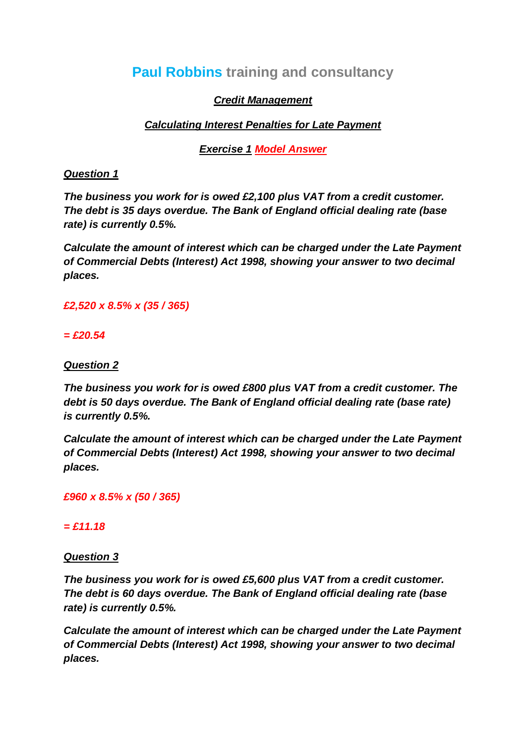# **Paul Robbins** training and consultancy

***Credit Management***

***Calculating Interest Penalties for Late Payment***

***Exercise 1 Model Answer***

***Question 1***

***The business you work for is owed £2,100 plus VAT from a credit customer. The debt is 35 days overdue. The Bank of England official dealing rate (base rate) is currently 0.5%.***

***Calculate the amount of interest which can be charged under the Late Payment of Commercial Debts (Interest) Act 1998, showing your answer to two decimal places.***

***£2,520 x 8.5% x (35 / 365)***

***= £20.54***

***Question 2***

***The business you work for is owed £800 plus VAT from a credit customer. The debt is 50 days overdue. The Bank of England official dealing rate (base rate) is currently 0.5%.***

***Calculate the amount of interest which can be charged under the Late Payment of Commercial Debts (Interest) Act 1998, showing your answer to two decimal places.***

***£960 x 8.5% x (50 / 365)***

***= £11.18***

***Question 3***

***The business you work for is owed £5,600 plus VAT from a credit customer. The debt is 60 days overdue. The Bank of England official dealing rate (base rate) is currently 0.5%.***

***Calculate the amount of interest which can be charged under the Late Payment of Commercial Debts (Interest) Act 1998, showing your answer to two decimal places.***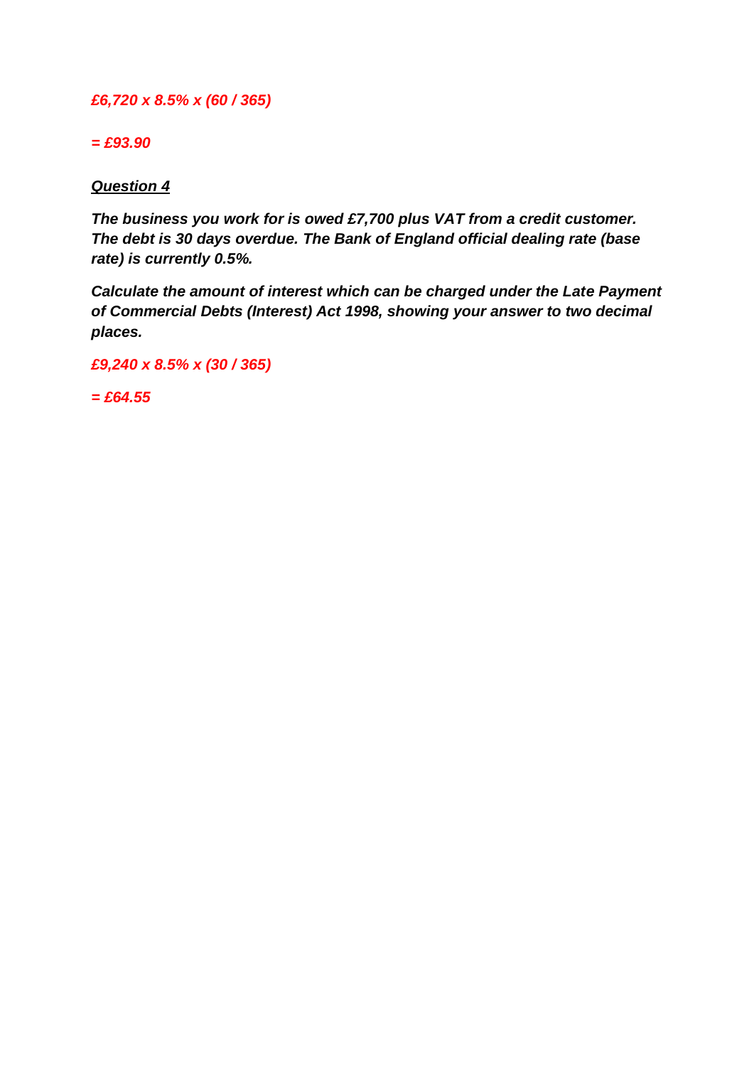*£6,720 x 8.5% x (60 / 365)*

*= £93.90*

***Question 4***

***The business you work for is owed £7,700 plus VAT from a credit customer. The debt is 30 days overdue. The Bank of England official dealing rate (base rate) is currently 0.5%.***

***Calculate the amount of interest which can be charged under the Late Payment of Commercial Debts (Interest) Act 1998, showing your answer to two decimal places.***

*£9,240 x 8.5% x (30 / 365)*

*= £64.55*